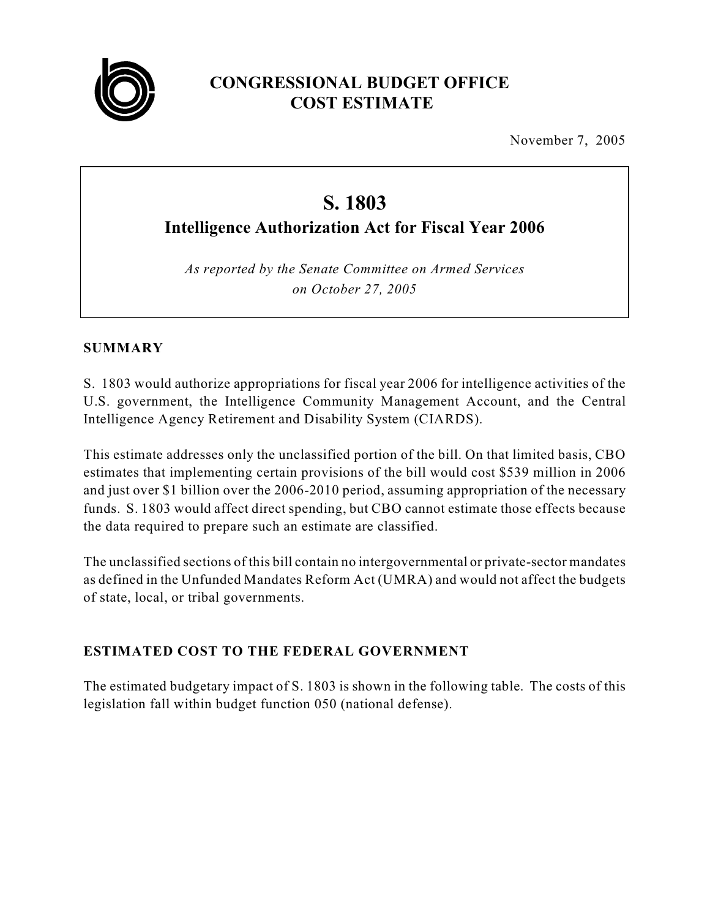# CONGRESSIONAL BUDGET OFFICE
# COST ESTIMATE

November 7, 2005

## S. 1803
### Intelligence Authorization Act for Fiscal Year 2006

*As reported by the Senate Committee on Armed Services on October 27, 2005*

### SUMMARY

S. 1803 would authorize appropriations for fiscal year 2006 for intelligence activities of the U.S. government, the Intelligence Community Management Account, and the Central Intelligence Agency Retirement and Disability System (CIARDS).

This estimate addresses only the unclassified portion of the bill. On that limited basis, CBO estimates that implementing certain provisions of the bill would cost $539 million in 2006 and just over $1 billion over the 2006-2010 period, assuming appropriation of the necessary funds. S. 1803 would affect direct spending, but CBO cannot estimate those effects because the data required to prepare such an estimate are classified.

The unclassified sections of this bill contain no intergovernmental or private-sector mandates as defined in the Unfunded Mandates Reform Act (UMRA) and would not affect the budgets of state, local, or tribal governments.

### ESTIMATED COST TO THE FEDERAL GOVERNMENT

The estimated budgetary impact of S. 1803 is shown in the following table. The costs of this legislation fall within budget function 050 (national defense).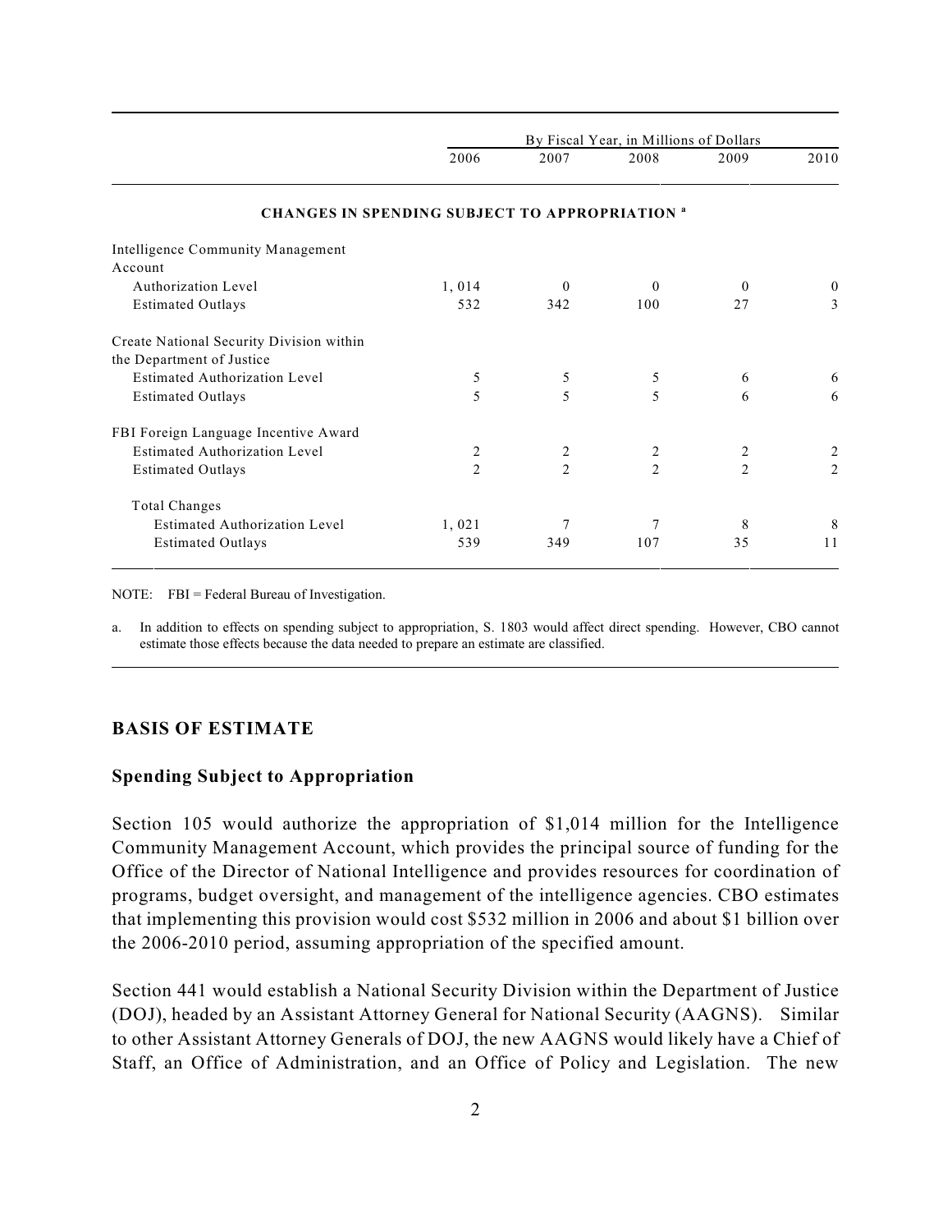| | By Fiscal Year, in Millions of Dollars | | | | |
|---|---|---|---|---|---|
| | 2006 | 2007 | 2008 | 2009 | 2010 |
| **CHANGES IN SPENDING SUBJECT TO APPROPRIATION [a]** | | | | | |
| Intelligence Community Management Account | | | | | |
| Authorization Level | 1,014 | 0 | 0 | 0 | 0 |
| Estimated Outlays | 532 | 342 | 100 | 27 | 3 |
| Create National Security Division within the Department of Justice | | | | | |
| Estimated Authorization Level | 5 | 5 | 5 | 6 | 6 |
| Estimated Outlays | 5 | 5 | 5 | 6 | 6 |
| FBI Foreign Language Incentive Award | | | | | |
| Estimated Authorization Level | 2 | 2 | 2 | 2 | 2 |
| Estimated Outlays | 2 | 2 | 2 | 2 | 2 |
| Total Changes | | | | | |
| Estimated Authorization Level | 1,021 | 7 | 7 | 8 | 8 |
| Estimated Outlays | 539 | 349 | 107 | 35 | 11 |

NOTE: FBI = Federal Bureau of Investigation.

a. In addition to effects on spending subject to appropriation, S. 1803 would affect direct spending. However, CBO cannot estimate those effects because the data needed to prepare an estimate are classified.

## BASIS OF ESTIMATE

### Spending Subject to Appropriation

Section 105 would authorize the appropriation of $1,014 million for the Intelligence Community Management Account, which provides the principal source of funding for the Office of the Director of National Intelligence and provides resources for coordination of programs, budget oversight, and management of the intelligence agencies. CBO estimates that implementing this provision would cost $532 million in 2006 and about $1 billion over the 2006-2010 period, assuming appropriation of the specified amount.

Section 441 would establish a National Security Division within the Department of Justice (DOJ), headed by an Assistant Attorney General for National Security (AAGNS). Similar to other Assistant Attorney Generals of DOJ, the new AAGNS would likely have a Chief of Staff, an Office of Administration, and an Office of Policy and Legislation. The new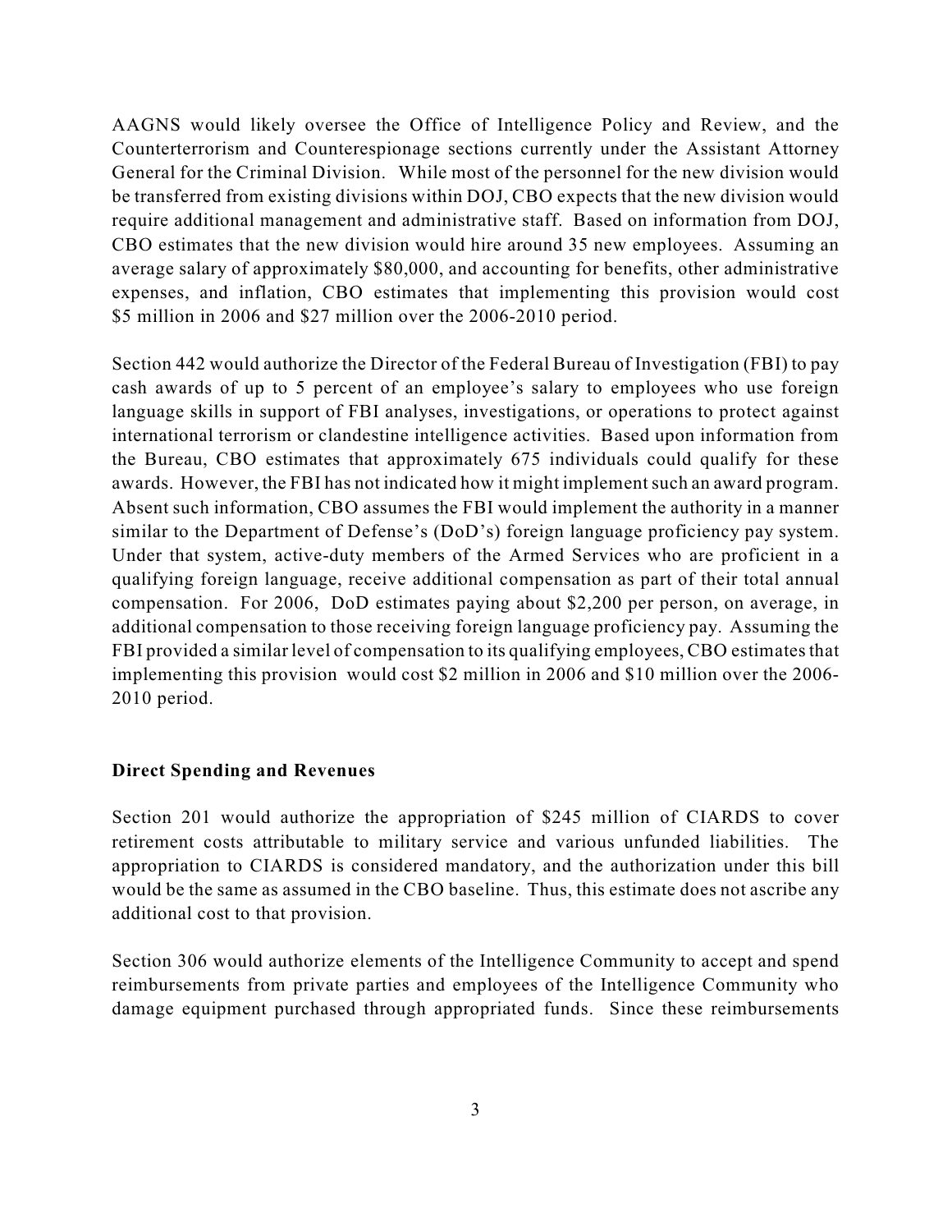AAGNS would likely oversee the Office of Intelligence Policy and Review, and the Counterterrorism and Counterespionage sections currently under the Assistant Attorney General for the Criminal Division. While most of the personnel for the new division would be transferred from existing divisions within DOJ, CBO expects that the new division would require additional management and administrative staff. Based on information from DOJ, CBO estimates that the new division would hire around 35 new employees. Assuming an average salary of approximately $80,000, and accounting for benefits, other administrative expenses, and inflation, CBO estimates that implementing this provision would cost $5 million in 2006 and $27 million over the 2006-2010 period.

Section 442 would authorize the Director of the Federal Bureau of Investigation (FBI) to pay cash awards of up to 5 percent of an employee's salary to employees who use foreign language skills in support of FBI analyses, investigations, or operations to protect against international terrorism or clandestine intelligence activities. Based upon information from the Bureau, CBO estimates that approximately 675 individuals could qualify for these awards. However, the FBI has not indicated how it might implement such an award program. Absent such information, CBO assumes the FBI would implement the authority in a manner similar to the Department of Defense's (DoD's) foreign language proficiency pay system. Under that system, active-duty members of the Armed Services who are proficient in a qualifying foreign language, receive additional compensation as part of their total annual compensation. For 2006, DoD estimates paying about $2,200 per person, on average, in additional compensation to those receiving foreign language proficiency pay. Assuming the FBI provided a similar level of compensation to its qualifying employees, CBO estimates that implementing this provision would cost $2 million in 2006 and $10 million over the 2006-2010 period.

**Direct Spending and Revenues**

Section 201 would authorize the appropriation of $245 million of CIARDS to cover retirement costs attributable to military service and various unfunded liabilities. The appropriation to CIARDS is considered mandatory, and the authorization under this bill would be the same as assumed in the CBO baseline. Thus, this estimate does not ascribe any additional cost to that provision.

Section 306 would authorize elements of the Intelligence Community to accept and spend reimbursements from private parties and employees of the Intelligence Community who damage equipment purchased through appropriated funds. Since these reimbursements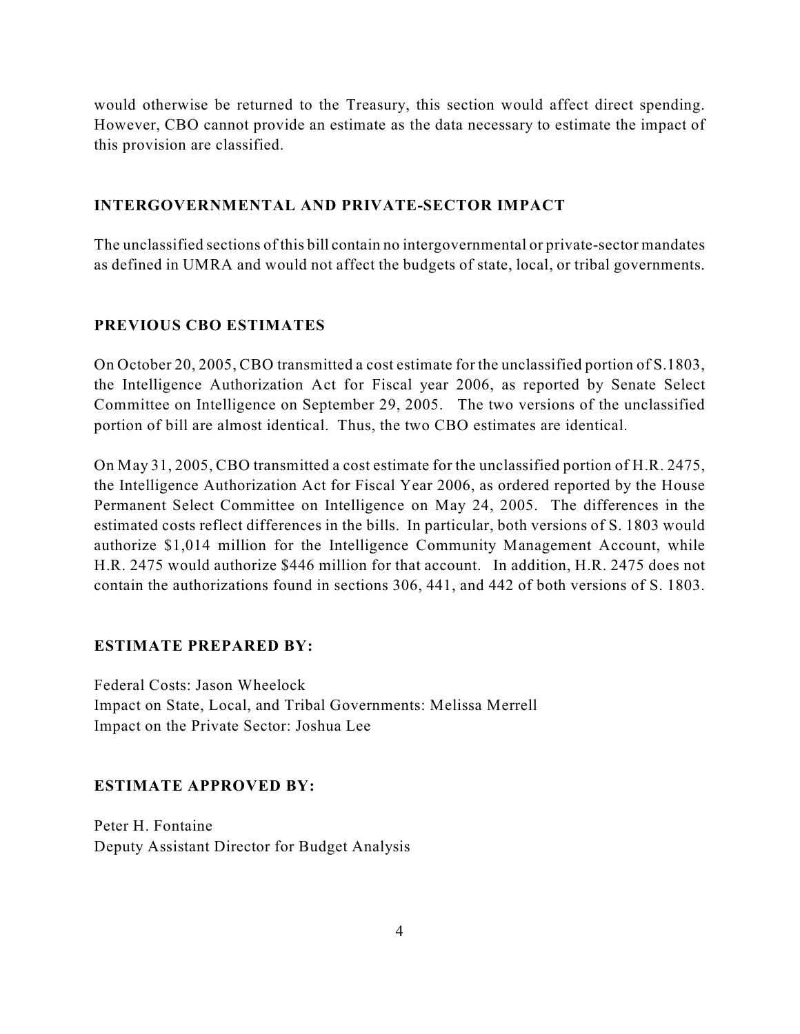would otherwise be returned to the Treasury, this section would affect direct spending. However, CBO cannot provide an estimate as the data necessary to estimate the impact of this provision are classified.

## INTERGOVERNMENTAL AND PRIVATE-SECTOR IMPACT

The unclassified sections of this bill contain no intergovernmental or private-sector mandates as defined in UMRA and would not affect the budgets of state, local, or tribal governments.

## PREVIOUS CBO ESTIMATES

On October 20, 2005, CBO transmitted a cost estimate for the unclassified portion of S.1803, the Intelligence Authorization Act for Fiscal year 2006, as reported by Senate Select Committee on Intelligence on September 29, 2005. The two versions of the unclassified portion of bill are almost identical. Thus, the two CBO estimates are identical.

On May 31, 2005, CBO transmitted a cost estimate for the unclassified portion of H.R. 2475, the Intelligence Authorization Act for Fiscal Year 2006, as ordered reported by the House Permanent Select Committee on Intelligence on May 24, 2005. The differences in the estimated costs reflect differences in the bills. In particular, both versions of S. 1803 would authorize $1,014 million for the Intelligence Community Management Account, while H.R. 2475 would authorize $446 million for that account. In addition, H.R. 2475 does not contain the authorizations found in sections 306, 441, and 442 of both versions of S. 1803.

## ESTIMATE PREPARED BY:

Federal Costs: Jason Wheelock
Impact on State, Local, and Tribal Governments: Melissa Merrell
Impact on the Private Sector: Joshua Lee

## ESTIMATE APPROVED BY:

Peter H. Fontaine
Deputy Assistant Director for Budget Analysis